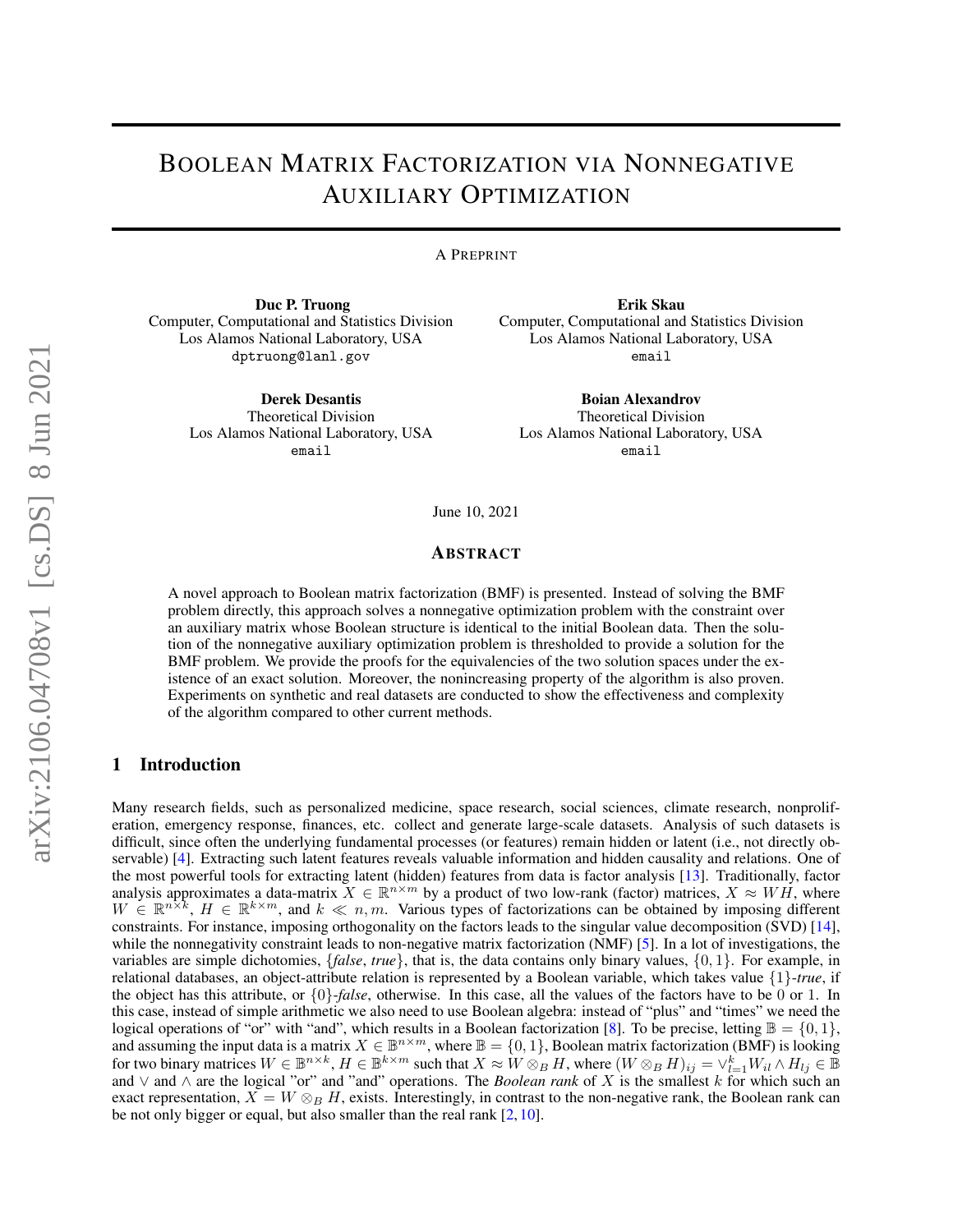# Boolean Matrix Factorization via Nonnegative Auxiliary Optimization

A Preprint

**Duc P. Truong**
Computer, Computational and Statistics Division
Los Alamos National Laboratory, USA
dptruong@lanl.gov

**Erik Skau**
Computer, Computational and Statistics Division
Los Alamos National Laboratory, USA
email

**Derek Desantis**
Theoretical Division
Los Alamos National Laboratory, USA
email

**Boian Alexandrov**
Theoretical Division
Los Alamos National Laboratory, USA
email

June 10, 2021

## Abstract

A novel approach to Boolean matrix factorization (BMF) is presented. Instead of solving the BMF problem directly, this approach solves a nonnegative optimization problem with the constraint over an auxiliary matrix whose Boolean structure is identical to the initial Boolean data. Then the solution of the nonnegative auxiliary optimization problem is thresholded to provide a solution for the BMF problem. We provide the proofs for the equivalencies of the two solution spaces under the existence of an exact solution. Moreover, the nonincreasing property of the algorithm is also proven. Experiments on synthetic and real datasets are conducted to show the effectiveness and complexity of the algorithm compared to other current methods.

## 1 Introduction

Many research fields, such as personalized medicine, space research, social sciences, climate research, nonproliferation, emergency response, finances, etc. collect and generate large-scale datasets. Analysis of such datasets is difficult, since often the underlying fundamental processes (or features) remain hidden or latent (i.e., not directly observable) [4]. Extracting such latent features reveals valuable information and hidden causality and relations. One of the most powerful tools for extracting latent (hidden) features from data is factor analysis [13]. Traditionally, factor analysis approximates a data-matrix $X \in \mathbb{R}^{n\times m}$ by a product of two low-rank (factor) matrices, $X \approx WH$, where $W \in \mathbb{R}^{n\times k}$, $H \in \mathbb{R}^{k\times m}$, and $k \ll n, m$. Various types of factorizations can be obtained by imposing different constraints. For instance, imposing orthogonality on the factors leads to the singular value decomposition (SVD) [14], while the nonnegativity constraint leads to non-negative matrix factorization (NMF) [5]. In a lot of investigations, the variables are simple dichotomies, {*false*, *true*}, that is, the data contains only binary values, $\{0, 1\}$. For example, in relational databases, an object-attribute relation is represented by a Boolean variable, which takes value $\{1\}$-*true*, if the object has this attribute, or $\{0\}$-*false*, otherwise. In this case, all the values of the factors have to be 0 or 1. In this case, instead of simple arithmetic we also need to use Boolean algebra: instead of "plus" and "times" we need the logical operations of "or" with "and", which results in a Boolean factorization [8]. To be precise, letting $\mathbb{B} = \{0, 1\}$, and assuming the input data is a matrix $X \in \mathbb{B}^{n\times m}$, where $\mathbb{B} = \{0, 1\}$, Boolean matrix factorization (BMF) is looking for two binary matrices $W \in \mathbb{B}^{n\times k}$, $H \in \mathbb{B}^{k\times m}$ such that $X \approx W \otimes_B H$, where $(W \otimes_B H)_{ij} = \vee_{l=1}^{k} W_{il} \wedge H_{lj} \in \mathbb{B}$ and $\vee$ and $\wedge$ are the logical "or" and "and" operations. The *Boolean rank* of $X$ is the smallest $k$ for which such an exact representation, $X = W \otimes_B H$, exists. Interestingly, in contrast to the non-negative rank, the Boolean rank can be not only bigger or equal, but also smaller than the real rank [2, 10].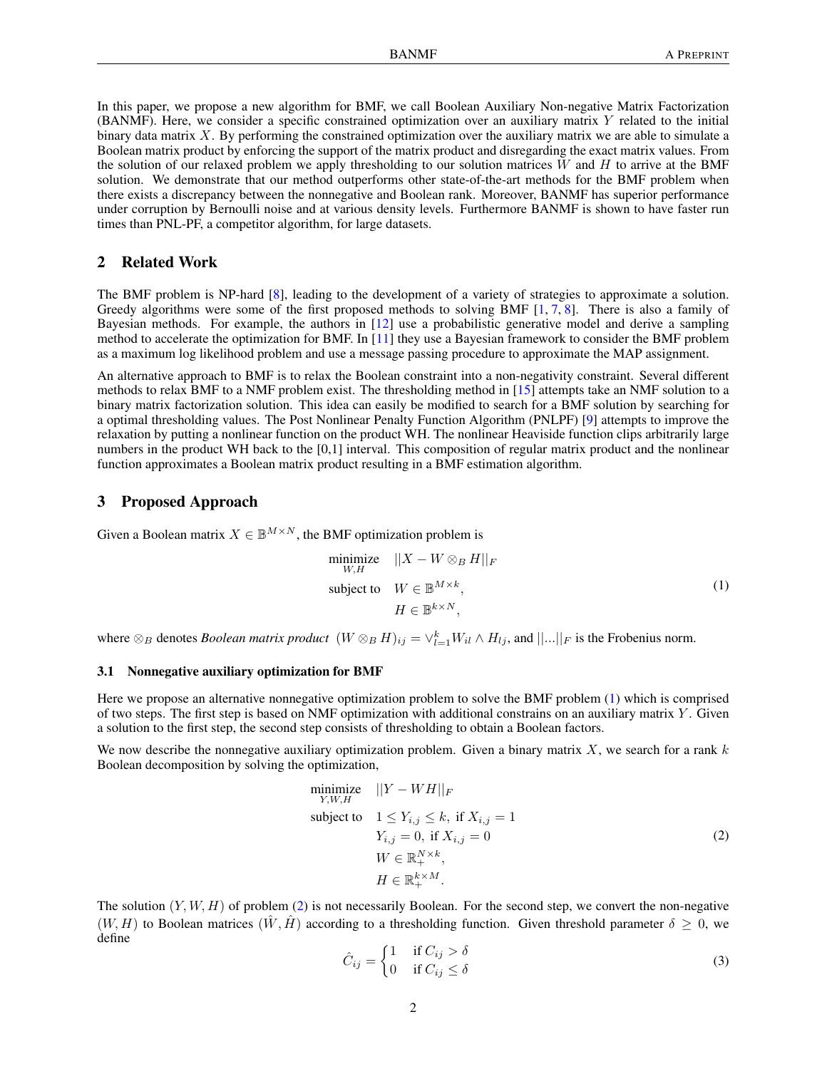In this paper, we propose a new algorithm for BMF, we call Boolean Auxiliary Non-negative Matrix Factorization (BANMF). Here, we consider a specific constrained optimization over an auxiliary matrix $Y$ related to the initial binary data matrix $X$. By performing the constrained optimization over the auxiliary matrix we are able to simulate a Boolean matrix product by enforcing the support of the matrix product and disregarding the exact matrix values. From the solution of our relaxed problem we apply thresholding to our solution matrices $W$ and $H$ to arrive at the BMF solution. We demonstrate that our method outperforms other state-of-the-art methods for the BMF problem when there exists a discrepancy between the nonnegative and Boolean rank. Moreover, BANMF has superior performance under corruption by Bernoulli noise and at various density levels. Furthermore BANMF is shown to have faster run times than PNL-PF, a competitor algorithm, for large datasets.

## 2 Related Work

The BMF problem is NP-hard [8], leading to the development of a variety of strategies to approximate a solution. Greedy algorithms were some of the first proposed methods to solving BMF [1, 7, 8]. There is also a family of Bayesian methods. For example, the authors in [12] use a probabilistic generative model and derive a sampling method to accelerate the optimization for BMF. In [11] they use a Bayesian framework to consider the BMF problem as a maximum log likelihood problem and use a message passing procedure to approximate the MAP assignment.

An alternative approach to BMF is to relax the Boolean constraint into a non-negativity constraint. Several different methods to relax BMF to a NMF problem exist. The thresholding method in [15] attempts take an NMF solution to a binary matrix factorization solution. This idea can easily be modified to search for a BMF solution by searching for a optimal thresholding values. The Post Nonlinear Penalty Function Algorithm (PNLPF) [9] attempts to improve the relaxation by putting a nonlinear function on the product WH. The nonlinear Heaviside function clips arbitrarily large numbers in the product WH back to the [0,1] interval. This composition of regular matrix product and the nonlinear function approximates a Boolean matrix product resulting in a BMF estimation algorithm.

## 3 Proposed Approach

Given a Boolean matrix $X \in \mathbb{B}^{M \times N}$, the BMF optimization problem is

$$
\begin{aligned}
\underset{W,H}{\text{minimize}} \quad & ||X - W \otimes_B H||_F \\
\text{subject to} \quad & W \in \mathbb{B}^{M \times k}, \\
& H \in \mathbb{B}^{k \times N},
\end{aligned}
\tag{1}
$$

where $\otimes_B$ denotes *Boolean matrix product* $(W \otimes_B H)_{ij} = \vee_{l=1}^{k} W_{il} \wedge H_{lj}$, and $||...||_F$ is the Frobenius norm.

### 3.1 Nonnegative auxiliary optimization for BMF

Here we propose an alternative nonnegative optimization problem to solve the BMF problem (1) which is comprised of two steps. The first step is based on NMF optimization with additional constrains on an auxiliary matrix $Y$. Given a solution to the first step, the second step consists of thresholding to obtain a Boolean factors.

We now describe the nonnegative auxiliary optimization problem. Given a binary matrix $X$, we search for a rank $k$ Boolean decomposition by solving the optimization,

$$
\begin{aligned}
\underset{Y,W,H}{\text{minimize}} \quad & ||Y - WH||_F \\
\text{subject to} \quad & 1 \leq Y_{i,j} \leq k, \text{ if } X_{i,j} = 1 \\
& Y_{i,j} = 0, \text{ if } X_{i,j} = 0 \\
& W \in \mathbb{R}_+^{N \times k}, \\
& H \in \mathbb{R}_+^{k \times M}.
\end{aligned}
\tag{2}
$$

The solution $(Y, W, H)$ of problem (2) is not necessarily Boolean. For the second step, we convert the non-negative $(W, H)$ to Boolean matrices $(\hat{W}, \hat{H})$ according to a thresholding function. Given threshold parameter $\delta \geq 0$, we define

$$
\hat{C}_{ij} = \begin{cases} 1 & \text{if } C_{ij} > \delta \\ 0 & \text{if } C_{ij} \leq \delta \end{cases}
\tag{3}
$$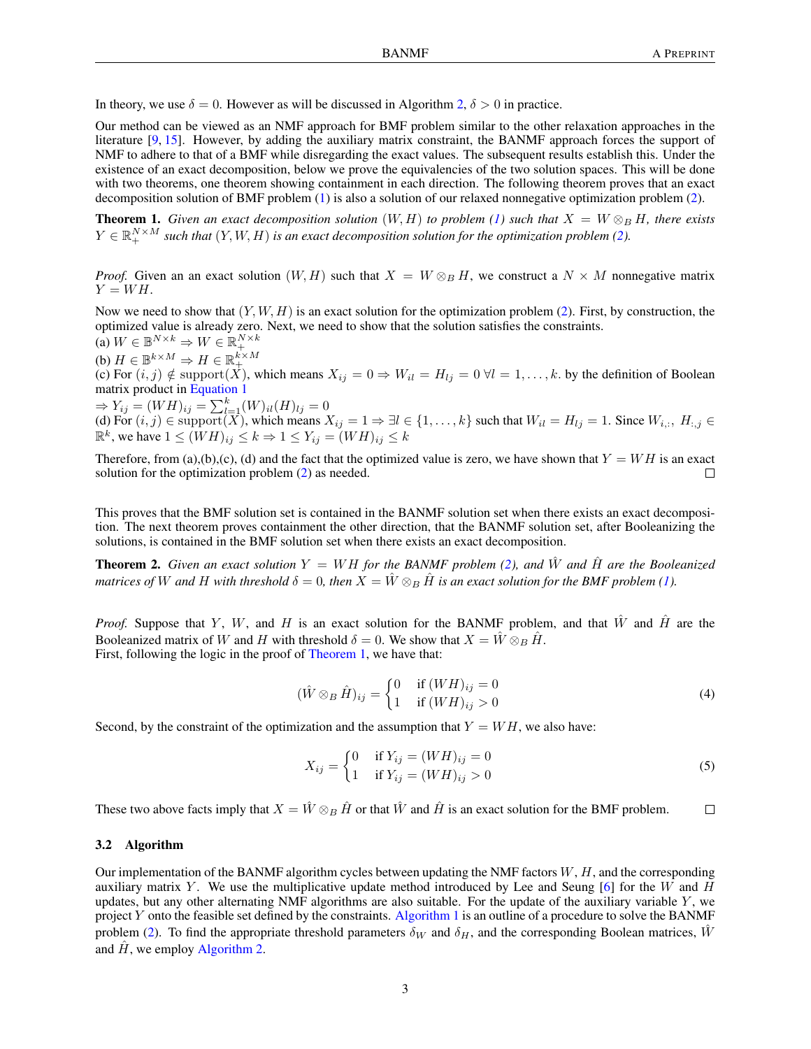In theory, we use $\delta = 0$. However as will be discussed in Algorithm 2, $\delta > 0$ in practice.

Our method can be viewed as an NMF approach for BMF problem similar to the other relaxation approaches in the literature [9, 15]. However, by adding the auxiliary matrix constraint, the BANMF approach forces the support of NMF to adhere to that of a BMF while disregarding the exact values. The subsequent results establish this. Under the existence of an exact decomposition, below we prove the equivalencies of the two solution spaces. This will be done with two theorems, one theorem showing containment in each direction. The following theorem proves that an exact decomposition solution of BMF problem (1) is also a solution of our relaxed nonnegative optimization problem (2).

**Theorem 1.** *Given an exact decomposition solution $(W, H)$ to problem (1) such that $X = W \otimes_B H$, there exists $Y \in \mathbb{R}_+^{N \times M}$ such that $(Y, W, H)$ is an exact decomposition solution for the optimization problem (2).*

*Proof.* Given an an exact solution $(W, H)$ such that $X = W \otimes_B H$, we construct a $N \times M$ nonnegative matrix $Y = WH$.

Now we need to show that $(Y, W, H)$ is an exact solution for the optimization problem (2). First, by construction, the optimized value is already zero. Next, we need to show that the solution satisfies the constraints.
(a) $W \in \mathbb{B}^{N \times k} \Rightarrow W \in \mathbb{R}_+^{N \times k}$
(b) $H \in \mathbb{B}^{k \times M} \Rightarrow H \in \mathbb{R}_+^{k \times M}$
(c) For $(i, j) \notin \text{support}(X)$, which means $X_{ij} = 0 \Rightarrow W_{il} = H_{lj} = 0 \; \forall l = 1, \dots, k$. by the definition of Boolean matrix product in Equation 1
$\Rightarrow Y_{ij} = (WH)_{ij} = \sum_{l=1}^{k} (W)_{il} (H)_{lj} = 0$
(d) For $(i, j) \in \text{support}(X)$, which means $X_{ij} = 1 \Rightarrow \exists l \in \{1, \dots, k\}$ such that $W_{il} = H_{lj} = 1$. Since $W_{i,:},\ H_{:,j} \in \mathbb{R}^k$, we have $1 \leq (WH)_{ij} \leq k \Rightarrow 1 \leq Y_{ij} = (WH)_{ij} \leq k$

Therefore, from (a),(b),(c), (d) and the fact that the optimized value is zero, we have shown that $Y = WH$ is an exact solution for the optimization problem (2) as needed. □

This proves that the BMF solution set is contained in the BANMF solution set when there exists an exact decomposition. The next theorem proves containment the other direction, that the BANMF solution set, after Booleanizing the solutions, is contained in the BMF solution set when there exists an exact decomposition.

**Theorem 2.** *Given an exact solution $Y = WH$ for the BANMF problem (2), and $\hat{W}$ and $\hat{H}$ are the Booleanized matrices of $W$ and $H$ with threshold $\delta = 0$, then $X = \hat{W} \otimes_B \hat{H}$ is an exact solution for the BMF problem (1).*

*Proof.* Suppose that $Y$, $W$, and $H$ is an exact solution for the BANMF problem, and that $\hat{W}$ and $\hat{H}$ are the Booleanized matrix of $W$ and $H$ with threshold $\delta = 0$. We show that $X = \hat{W} \otimes_B \hat{H}$.
First, following the logic in the proof of Theorem 1, we have that:

$$(\hat{W} \otimes_B \hat{H})_{ij} = \begin{cases} 0 & \text{if } (WH)_{ij} = 0 \\ 1 & \text{if } (WH)_{ij} > 0 \end{cases} \tag{4}$$

Second, by the constraint of the optimization and the assumption that $Y = WH$, we also have:

$$X_{ij} = \begin{cases} 0 & \text{if } Y_{ij} = (WH)_{ij} = 0 \\ 1 & \text{if } Y_{ij} = (WH)_{ij} > 0 \end{cases} \tag{5}$$

These two above facts imply that $X = \hat{W} \otimes_B \hat{H}$ or that $\hat{W}$ and $\hat{H}$ is an exact solution for the BMF problem. □

### 3.2 Algorithm

Our implementation of the BANMF algorithm cycles between updating the NMF factors $W$, $H$, and the corresponding auxiliary matrix $Y$. We use the multiplicative update method introduced by Lee and Seung [6] for the $W$ and $H$ updates, but any other alternating NMF algorithms are also suitable. For the update of the auxiliary variable $Y$, we project $Y$ onto the feasible set defined by the constraints. Algorithm 1 is an outline of a procedure to solve the BANMF problem (2). To find the appropriate threshold parameters $\delta_W$ and $\delta_H$, and the corresponding Boolean matrices, $\hat{W}$ and $\hat{H}$, we employ Algorithm 2.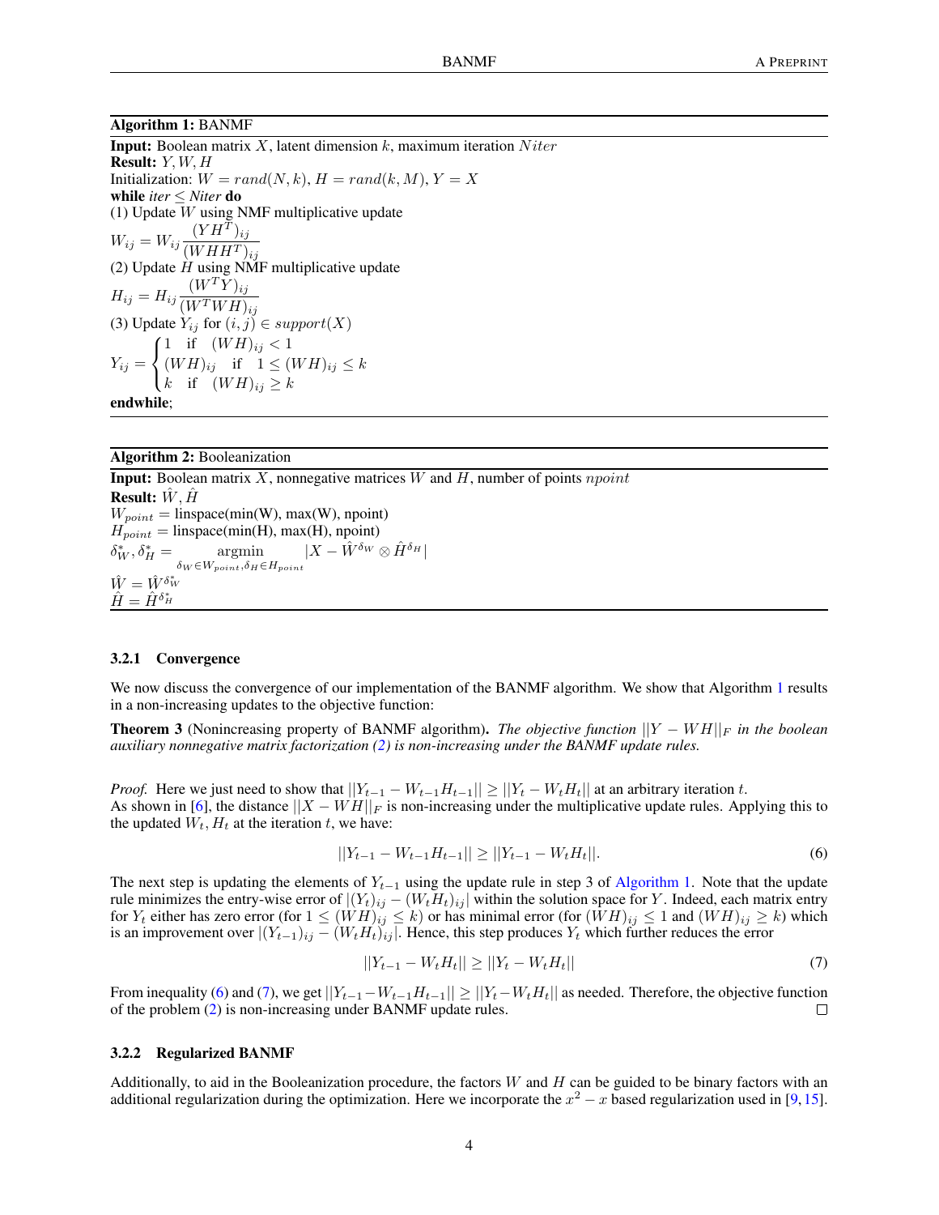**Algorithm 1:** BANMF

**Input:** Boolean matrix $X$, latent dimension $k$, maximum iteration $Niter$
**Result:** $Y, W, H$
Initialization: $W = rand(N, k)$, $H = rand(k, M)$, $Y = X$
**while** *iter* $\leq$ *Niter* **do**
(1) Update $W$ using NMF multiplicative update

$$W_{ij} = W_{ij}\frac{(YH^T)_{ij}}{(WHH^T)_{ij}}$$

(2) Update $H$ using NMF multiplicative update

$$H_{ij} = H_{ij}\frac{(W^TY)_{ij}}{(W^TWH)_{ij}}$$

(3) Update $Y_{ij}$ for $(i,j) \in support(X)$

$$Y_{ij} = \begin{cases} 1 & \text{if} \quad (WH)_{ij} < 1 \\ (WH)_{ij} & \text{if} \quad 1 \leq (WH)_{ij} \leq k \\ k & \text{if} \quad (WH)_{ij} \geq k \end{cases}$$

**endwhile**;

**Algorithm 2:** Booleanization

**Input:** Boolean matrix $X$, nonnegative matrices $W$ and $H$, number of points $npoint$
**Result:** $\hat{W}, \hat{H}$
$W_{point} =$ linspace(min(W), max(W), npoint)
$H_{point} =$ linspace(min(H), max(H), npoint)

$$\delta_W^*, \delta_H^* = \underset{\delta_W \in W_{point}, \delta_H \in H_{point}}{\text{argmin}} |X - \hat{W}^{\delta_W} \otimes \hat{H}^{\delta_H}|$$

$\hat{W} = \hat{W}^{\delta_W^*}$
$\hat{H} = \hat{H}^{\delta_H^*}$

#### 3.2.1 Convergence

We now discuss the convergence of our implementation of the BANMF algorithm. We show that Algorithm 1 results in a non-increasing updates to the objective function:

**Theorem 3** (Nonincreasing property of BANMF algorithm). *The objective function $||Y - WH||_F$ in the boolean auxiliary nonnegative matrix factorization (2) is non-increasing under the BANMF update rules.*

*Proof.* Here we just need to show that $||Y_{t-1} - W_{t-1}H_{t-1}|| \geq ||Y_t - W_tH_t||$ at an arbitrary iteration $t$.
As shown in [6], the distance $||X - WH||_F$ is non-increasing under the multiplicative update rules. Applying this to the updated $W_t, H_t$ at the iteration $t$, we have:

$$||Y_{t-1} - W_{t-1}H_{t-1}|| \geq ||Y_{t-1} - W_tH_t||. \tag{6}$$

The next step is updating the elements of $Y_{t-1}$ using the update rule in step 3 of Algorithm 1. Note that the update rule minimizes the entry-wise error of $|(Y_t)_{ij} - (W_tH_t)_{ij}|$ within the solution space for $Y$. Indeed, each matrix entry for $Y_t$ either has zero error (for $1 \leq (WH)_{ij} \leq k$) or has minimal error (for $(WH)_{ij} \leq 1$ and $(WH)_{ij} \geq k$) which is an improvement over $|(Y_{t-1})_{ij} - (W_tH_t)_{ij}|$. Hence, this step produces $Y_t$ which further reduces the error

$$||Y_{t-1} - W_tH_t|| \geq ||Y_t - W_tH_t|| \tag{7}$$

From inequality (6) and (7), we get $||Y_{t-1} - W_{t-1}H_{t-1}|| \geq ||Y_t - W_tH_t||$ as needed. Therefore, the objective function of the problem (2) is non-increasing under BANMF update rules. ☐

#### 3.2.2 Regularized BANMF

Additionally, to aid in the Booleanization procedure, the factors $W$ and $H$ can be guided to be binary factors with an additional regularization during the optimization. Here we incorporate the $x^2 - x$ based regularization used in [9, 15].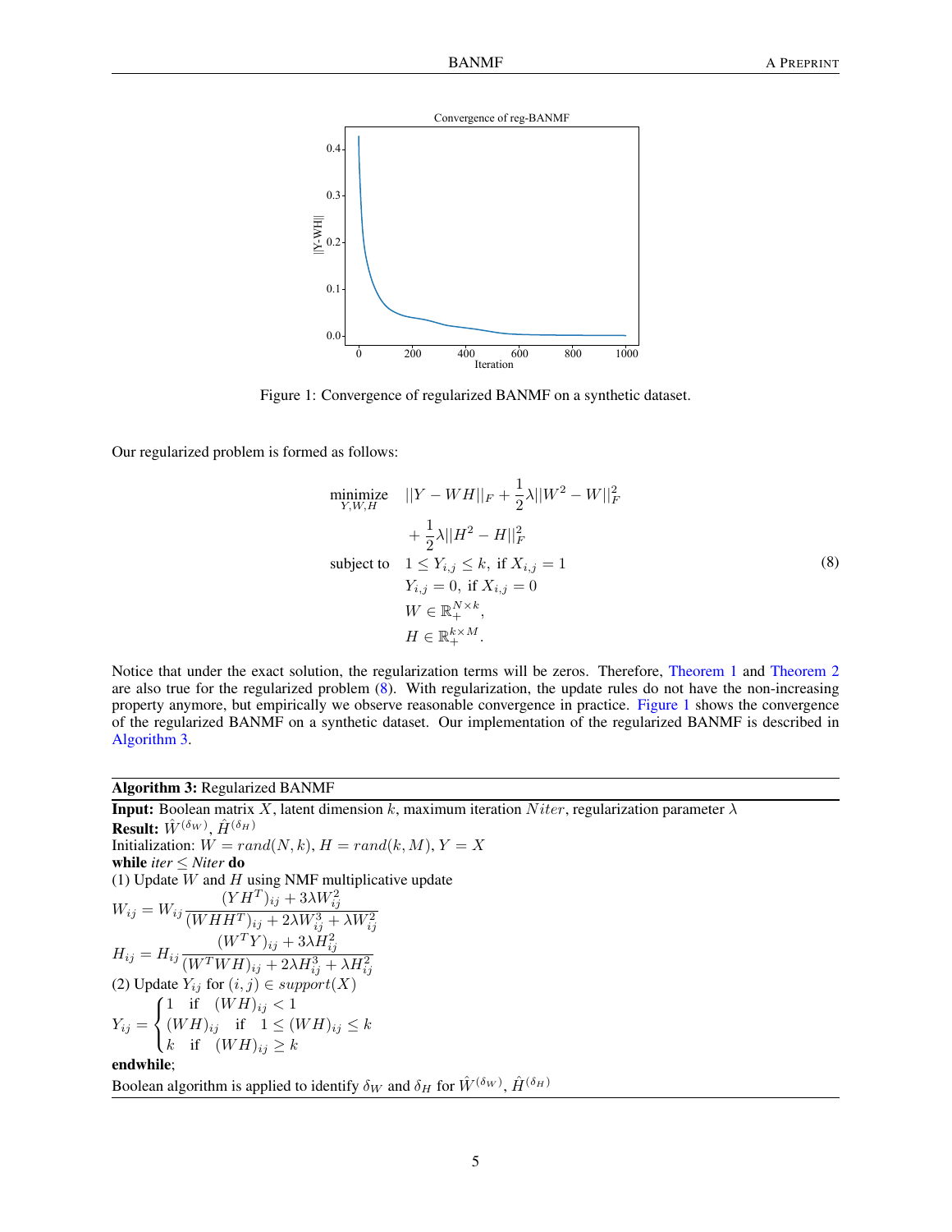Figure 1: Convergence of regularized BANMF on a synthetic dataset.

Our regularized problem is formed as follows:

$$
\begin{aligned}
\underset{Y,W,H}{\text{minimize}} \quad & ||Y - WH||_F + \frac{1}{2}\lambda||W^2 - W||_F^2 \\
& + \frac{1}{2}\lambda||H^2 - H||_F^2 \\
\text{subject to} \quad & 1 \leq Y_{i,j} \leq k, \text{ if } X_{i,j} = 1 \\
& Y_{i,j} = 0, \text{ if } X_{i,j} = 0 \\
& W \in \mathbb{R}_+^{N \times k}, \\
& H \in \mathbb{R}_+^{k \times M}.
\end{aligned} \tag{8}
$$

Notice that under the exact solution, the regularization terms will be zeros. Therefore, Theorem 1 and Theorem 2 are also true for the regularized problem (8). With regularization, the update rules do not have the non-increasing property anymore, but empirically we observe reasonable convergence in practice. Figure 1 shows the convergence of the regularized BANMF on a synthetic dataset. Our implementation of the regularized BANMF is described in Algorithm 3.

---

**Algorithm 3:** Regularized BANMF

---

**Input:** Boolean matrix $X$, latent dimension $k$, maximum iteration $Niter$, regularization parameter $\lambda$

**Result:** $\hat{W}^{(\delta_W)}$, $\hat{H}^{(\delta_H)}$

Initialization: $W = rand(N, k)$, $H = rand(k, M)$, $Y = X$

**while** *iter* $\leq$ *Niter* **do**

(1) Update $W$ and $H$ using NMF multiplicative update

$$W_{ij} = W_{ij} \frac{(YH^T)_{ij} + 3\lambda W_{ij}^2}{(WHH^T)_{ij} + 2\lambda W_{ij}^3 + \lambda W_{ij}^2}$$

$$H_{ij} = H_{ij} \frac{(W^TY)_{ij} + 3\lambda H_{ij}^2}{(W^TWH)_{ij} + 2\lambda H_{ij}^3 + \lambda H_{ij}^2}$$

(2) Update $Y_{ij}$ for $(i,j) \in support(X)$

$$Y_{ij} = \begin{cases} 1 & \text{if} \quad (WH)_{ij} < 1 \\ (WH)_{ij} & \text{if} \quad 1 \leq (WH)_{ij} \leq k \\ k & \text{if} \quad (WH)_{ij} \geq k \end{cases}$$

**endwhile**;

Boolean algorithm is applied to identify $\delta_W$ and $\delta_H$ for $\hat{W}^{(\delta_W)}$, $\hat{H}^{(\delta_H)}$

---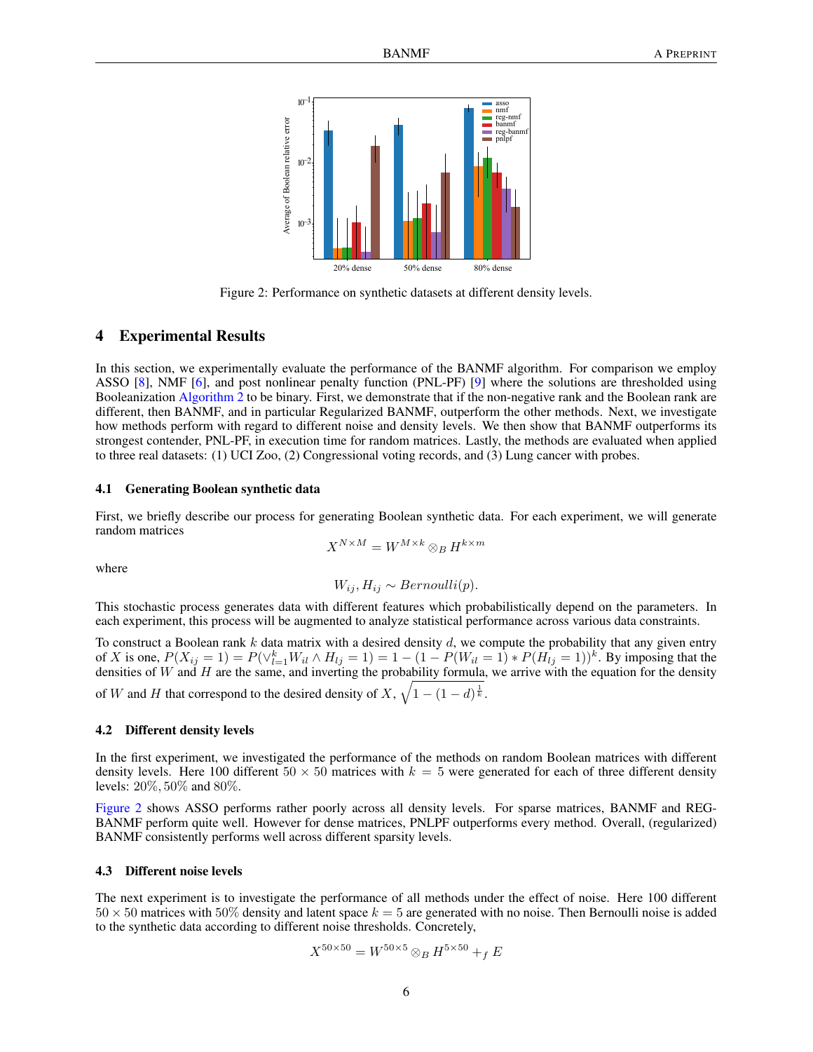Figure 2: Performance on synthetic datasets at different density levels.

## 4 Experimental Results

In this section, we experimentally evaluate the performance of the BANMF algorithm. For comparison we employ ASSO [8], NMF [6], and post nonlinear penalty function (PNL-PF) [9] where the solutions are thresholded using Booleanization Algorithm 2 to be binary. First, we demonstrate that if the non-negative rank and the Boolean rank are different, then BANMF, and in particular Regularized BANMF, outperform the other methods. Next, we investigate how methods perform with regard to different noise and density levels. We then show that BANMF outperforms its strongest contender, PNL-PF, in execution time for random matrices. Lastly, the methods are evaluated when applied to three real datasets: (1) UCI Zoo, (2) Congressional voting records, and (3) Lung cancer with probes.

### 4.1 Generating Boolean synthetic data

First, we briefly describe our process for generating Boolean synthetic data. For each experiment, we will generate random matrices

$$X^{N\times M} = W^{M\times k} \otimes_B H^{k\times m}$$

where

$$W_{ij}, H_{ij} \sim Bernoulli(p).$$

This stochastic process generates data with different features which probabilistically depend on the parameters. In each experiment, this process will be augmented to analyze statistical performance across various data constraints.

To construct a Boolean rank $k$ data matrix with a desired density $d$, we compute the probability that any given entry of $X$ is one, $P(X_{ij} = 1) = P(\vee_{l=1}^{k} W_{il} \wedge H_{lj} = 1) = 1 - (1 - P(W_{il} = 1) * P(H_{lj} = 1))^k$. By imposing that the densities of $W$ and $H$ are the same, and inverting the probability formula, we arrive with the equation for the density of $W$ and $H$ that correspond to the desired density of $X$, $\sqrt{1 - (1-d)^{\frac{1}{k}}}$.

### 4.2 Different density levels

In the first experiment, we investigated the performance of the methods on random Boolean matrices with different density levels. Here 100 different $50 \times 50$ matrices with $k = 5$ were generated for each of three different density levels: $20\%, 50\%$ and $80\%$.

Figure 2 shows ASSO performs rather poorly across all density levels. For sparse matrices, BANMF and REG-BANMF perform quite well. However for dense matrices, PNLPF outperforms every method. Overall, (regularized) BANMF consistently performs well across different sparsity levels.

### 4.3 Different noise levels

The next experiment is to investigate the performance of all methods under the effect of noise. Here 100 different $50 \times 50$ matrices with $50\%$ density and latent space $k = 5$ are generated with no noise. Then Bernoulli noise is added to the synthetic data according to different noise thresholds. Concretely,

$$X^{50\times 50} = W^{50\times 5} \otimes_B H^{5\times 50} +_f E$$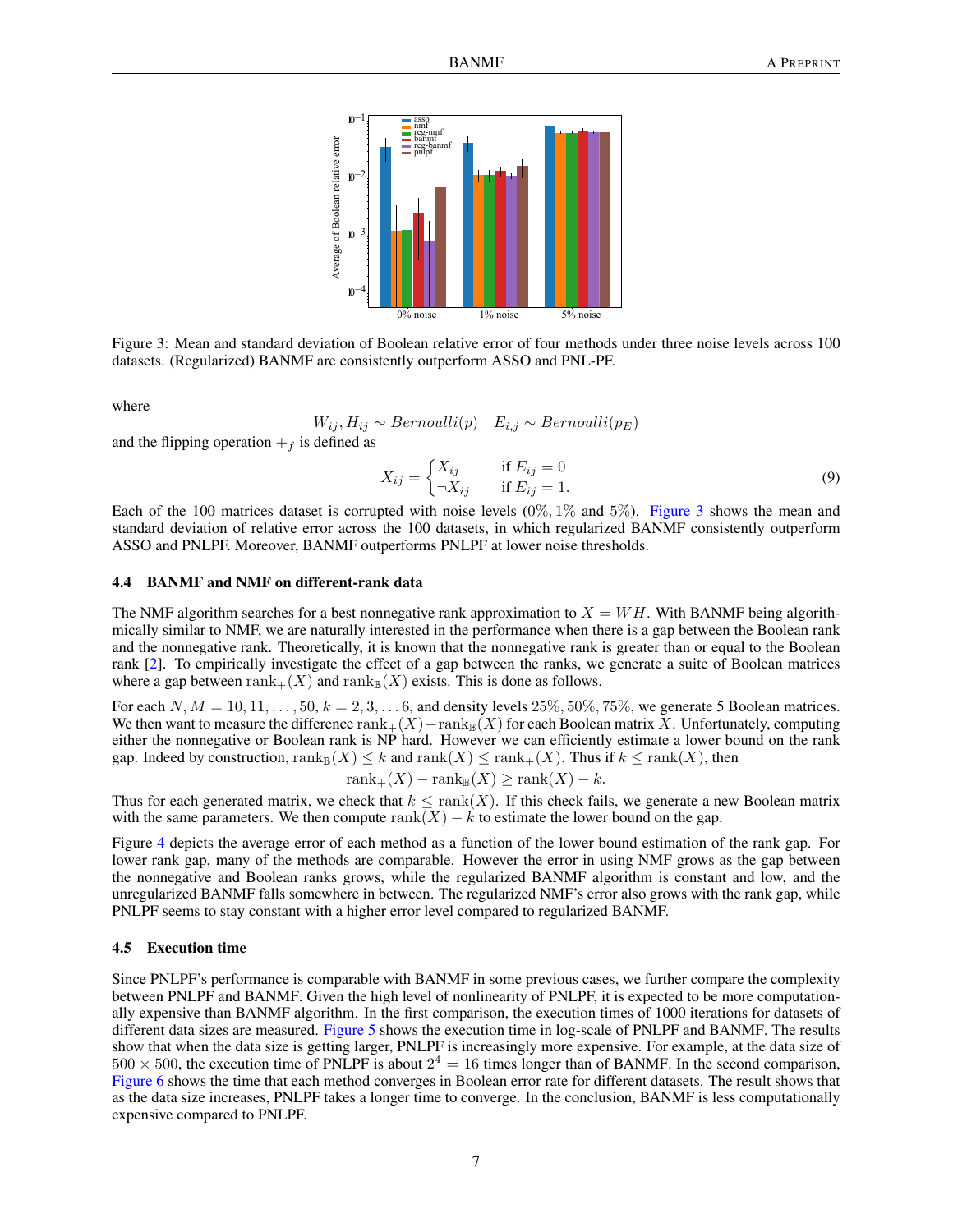Figure 3: Mean and standard deviation of Boolean relative error of four methods under three noise levels across 100 datasets. (Regularized) BANMF are consistently outperform ASSO and PNL-PF.

where

$$W_{ij}, H_{ij} \sim Bernoulli(p) \quad E_{i,j} \sim Bernoulli(p_E)$$

and the flipping operation $+_f$ is defined as

$$X_{ij} = \begin{cases} X_{ij} & \text{if } E_{ij} = 0 \\ \neg X_{ij} & \text{if } E_{ij} = 1. \end{cases} \tag{9}$$

Each of the 100 matrices dataset is corrupted with noise levels ($0\%, 1\%$ and $5\%$). Figure 3 shows the mean and standard deviation of relative error across the 100 datasets, in which regularized BANMF consistently outperform ASSO and PNLPF. Moreover, BANMF outperforms PNLPF at lower noise thresholds.

### 4.4 BANMF and NMF on different-rank data

The NMF algorithm searches for a best nonnegative rank approximation to $X = WH$. With BANMF being algorithmically similar to NMF, we are naturally interested in the performance when there is a gap between the Boolean rank and the nonnegative rank. Theoretically, it is known that the nonnegative rank is greater than or equal to the Boolean rank [2]. To empirically investigate the effect of a gap between the ranks, we generate a suite of Boolean matrices where a gap between $\text{rank}_+(X)$ and $\text{rank}_\mathbb{B}(X)$ exists. This is done as follows.

For each $N, M = 10, 11, \ldots, 50$, $k = 2, 3, \ldots 6$, and density levels $25\%, 50\%, 75\%$, we generate 5 Boolean matrices. We then want to measure the difference $\text{rank}_+(X) - \text{rank}_\mathbb{B}(X)$ for each Boolean matrix $X$. Unfortunately, computing either the nonnegative or Boolean rank is NP hard. However we can efficiently estimate a lower bound on the rank gap. Indeed by construction, $\text{rank}_\mathbb{B}(X) \leq k$ and $\text{rank}(X) \leq \text{rank}_+(X)$. Thus if $k \leq \text{rank}(X)$, then

$$\text{rank}_+(X) - \text{rank}_\mathbb{B}(X) \geq \text{rank}(X) - k.$$

Thus for each generated matrix, we check that $k \leq \text{rank}(X)$. If this check fails, we generate a new Boolean matrix with the same parameters. We then compute $\text{rank}(X) - k$ to estimate the lower bound on the gap.

Figure 4 depicts the average error of each method as a function of the lower bound estimation of the rank gap. For lower rank gap, many of the methods are comparable. However the error in using NMF grows as the gap between the nonnegative and Boolean ranks grows, while the regularized BANMF algorithm is constant and low, and the unregularized BANMF falls somewhere in between. The regularized NMF's error also grows with the rank gap, while PNLPF seems to stay constant with a higher error level compared to regularized BANMF.

### 4.5 Execution time

Since PNLPF's performance is comparable with BANMF in some previous cases, we further compare the complexity between PNLPF and BANMF. Given the high level of nonlinearity of PNLPF, it is expected to be more computationally expensive than BANMF algorithm. In the first comparison, the execution times of 1000 iterations for datasets of different data sizes are measured. Figure 5 shows the execution time in log-scale of PNLPF and BANMF. The results show that when the data size is getting larger, PNLPF is increasingly more expensive. For example, at the data size of $500 \times 500$, the execution time of PNLPF is about $2^4 = 16$ times longer than of BANMF. In the second comparison, Figure 6 shows the time that each method converges in Boolean error rate for different datasets. The result shows that as the data size increases, PNLPF takes a longer time to converge. In the conclusion, BANMF is less computationally expensive compared to PNLPF.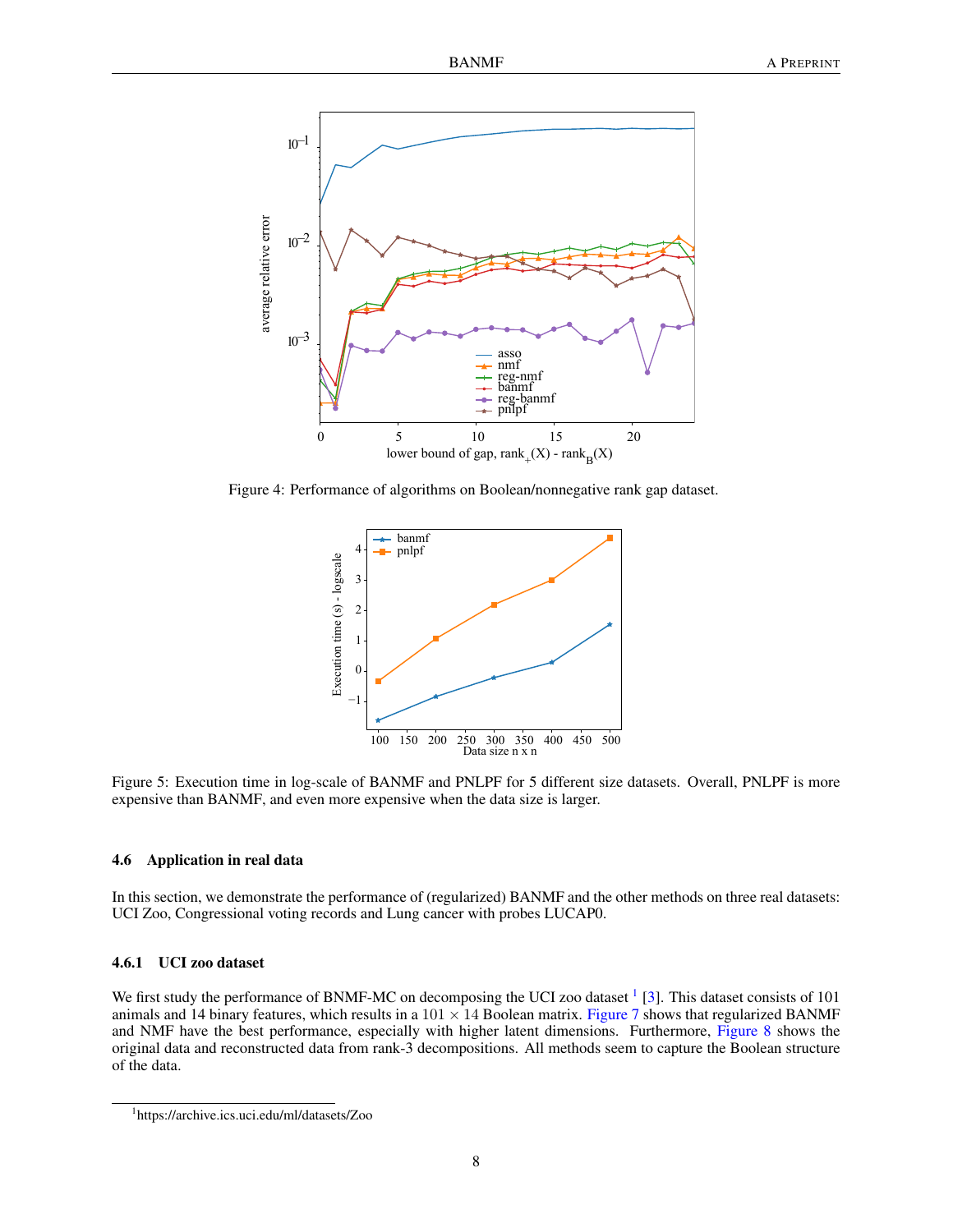Figure 4: Performance of algorithms on Boolean/nonnegative rank gap dataset.

Figure 5: Execution time in log-scale of BANMF and PNLPF for 5 different size datasets. Overall, PNLPF is more expensive than BANMF, and even more expensive when the data size is larger.

### 4.6 Application in real data

In this section, we demonstrate the performance of (regularized) BANMF and the other methods on three real datasets: UCI Zoo, Congressional voting records and Lung cancer with probes LUCAP0.

#### 4.6.1 UCI zoo dataset

We first study the performance of BNMF-MC on decomposing the UCI zoo dataset [1] [3]. This dataset consists of 101 animals and 14 binary features, which results in a $101 \times 14$ Boolean matrix. Figure 7 shows that regularized BANMF and NMF have the best performance, especially with higher latent dimensions. Furthermore, Figure 8 shows the original data and reconstructed data from rank-3 decompositions. All methods seem to capture the Boolean structure of the data.

[1] https://archive.ics.uci.edu/ml/datasets/Zoo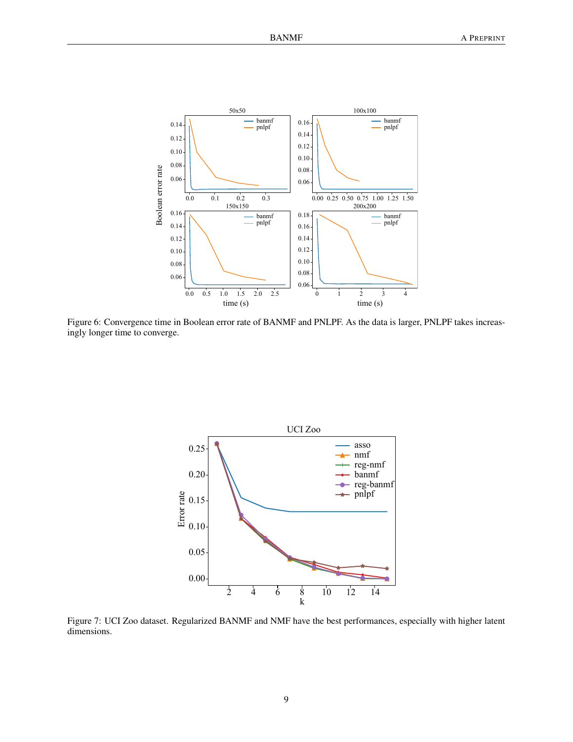Figure 6: Convergence time in Boolean error rate of BANMF and PNLPF. As the data is larger, PNLPF takes increasingly longer time to converge.

Figure 7: UCI Zoo dataset. Regularized BANMF and NMF have the best performances, especially with higher latent dimensions.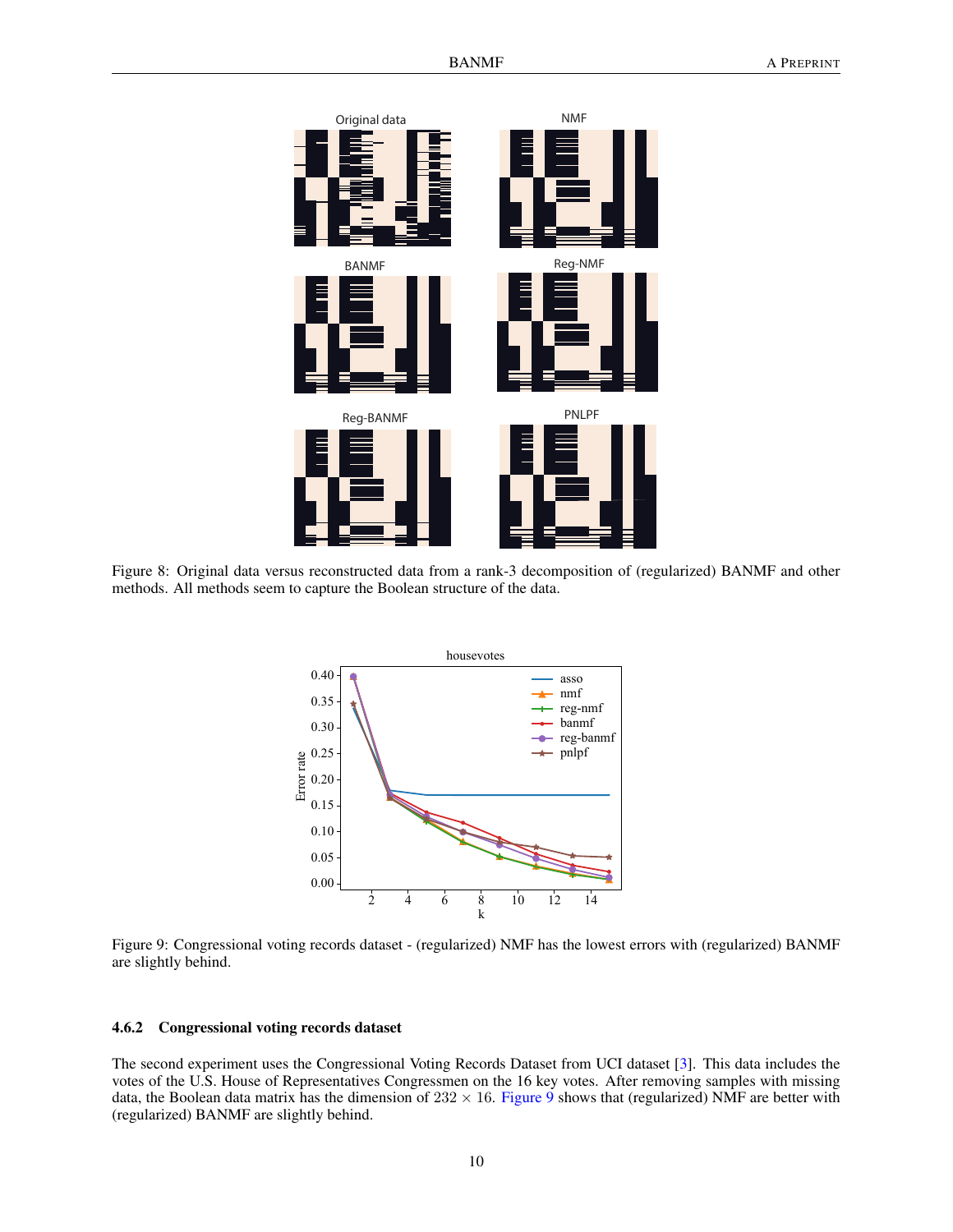Figure 8: Original data versus reconstructed data from a rank-3 decomposition of (regularized) BANMF and other methods. All methods seem to capture the Boolean structure of the data.

Figure 9: Congressional voting records dataset - (regularized) NMF has the lowest errors with (regularized) BANMF are slightly behind.

#### 4.6.2 Congressional voting records dataset

The second experiment uses the Congressional Voting Records Dataset from UCI dataset [3]. This data includes the votes of the U.S. House of Representatives Congressmen on the 16 key votes. After removing samples with missing data, the Boolean data matrix has the dimension of $232 \times 16$. Figure 9 shows that (regularized) NMF are better with (regularized) BANMF are slightly behind.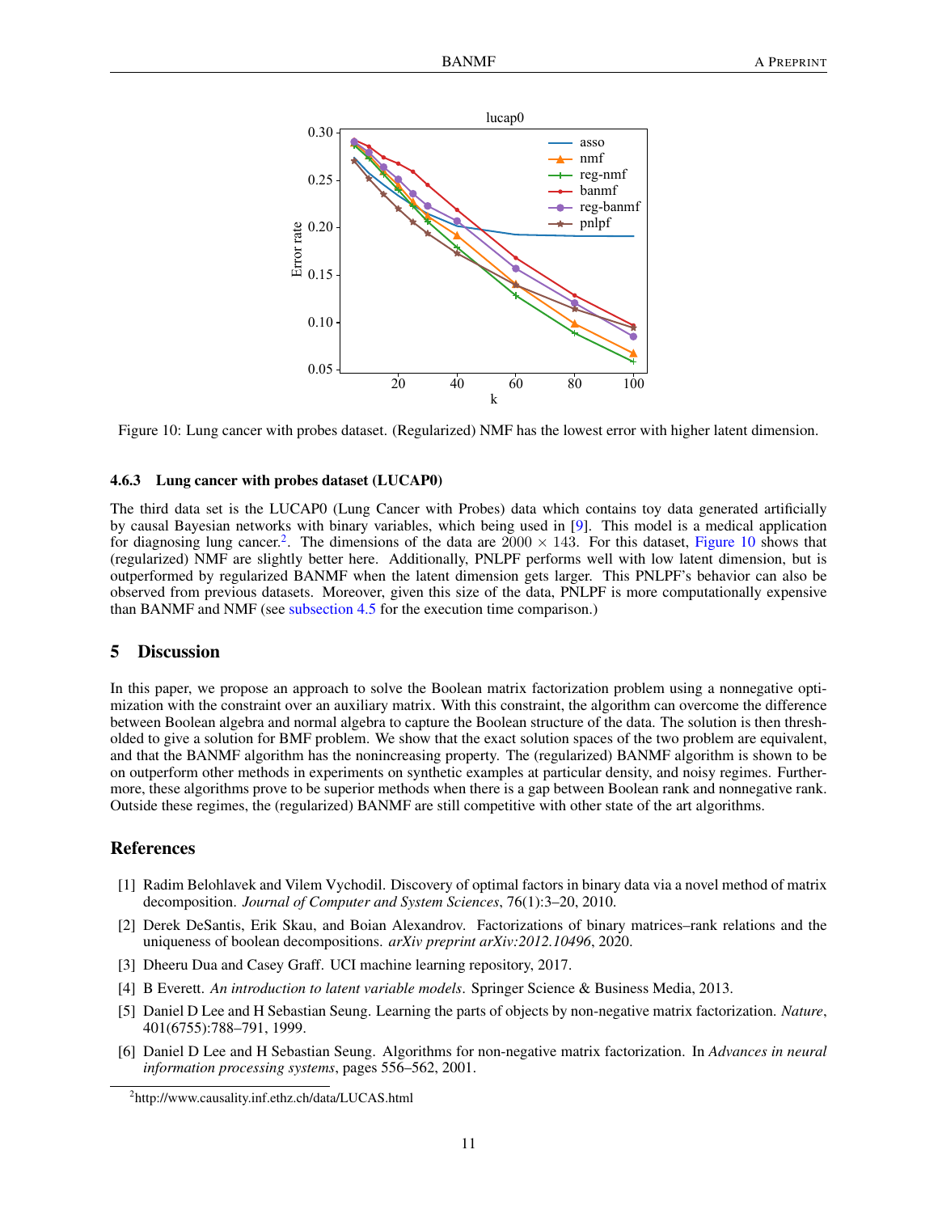Figure 10: Lung cancer with probes dataset. (Regularized) NMF has the lowest error with higher latent dimension.

#### 4.6.3 Lung cancer with probes dataset (LUCAP0)

The third data set is the LUCAP0 (Lung Cancer with Probes) data which contains toy data generated artificially by causal Bayesian networks with binary variables, which being used in [9]. This model is a medical application for diagnosing lung cancer.[2]. The dimensions of the data are $2000 \times 143$. For this dataset, Figure 10 shows that (regularized) NMF are slightly better here. Additionally, PNLPF performs well with low latent dimension, but is outperformed by regularized BANMF when the latent dimension gets larger. This PNLPF's behavior can also be observed from previous datasets. Moreover, given this size of the data, PNLPF is more computationally expensive than BANMF and NMF (see subsection 4.5 for the execution time comparison.)

## 5 Discussion

In this paper, we propose an approach to solve the Boolean matrix factorization problem using a nonnegative optimization with the constraint over an auxiliary matrix. With this constraint, the algorithm can overcome the difference between Boolean algebra and normal algebra to capture the Boolean structure of the data. The solution is then thresholded to give a solution for BMF problem. We show that the exact solution spaces of the two problem are equivalent, and that the BANMF algorithm has the nonincreasing property. The (regularized) BANMF algorithm is shown to be on outperform other methods in experiments on synthetic examples at particular density, and noisy regimes. Furthermore, these algorithms prove to be superior methods when there is a gap between Boolean rank and nonnegative rank. Outside these regimes, the (regularized) BANMF are still competitive with other state of the art algorithms.

## References

[1] Radim Belohlavek and Vilem Vychodil. Discovery of optimal factors in binary data via a novel method of matrix decomposition. *Journal of Computer and System Sciences*, 76(1):3–20, 2010.

[2] Derek DeSantis, Erik Skau, and Boian Alexandrov. Factorizations of binary matrices–rank relations and the uniqueness of boolean decompositions. *arXiv preprint arXiv:2012.10496*, 2020.

[3] Dheeru Dua and Casey Graff. UCI machine learning repository, 2017.

[4] B Everett. *An introduction to latent variable models*. Springer Science & Business Media, 2013.

[5] Daniel D Lee and H Sebastian Seung. Learning the parts of objects by non-negative matrix factorization. *Nature*, 401(6755):788–791, 1999.

[6] Daniel D Lee and H Sebastian Seung. Algorithms for non-negative matrix factorization. In *Advances in neural information processing systems*, pages 556–562, 2001.

[2] http://www.causality.inf.ethz.ch/data/LUCAS.html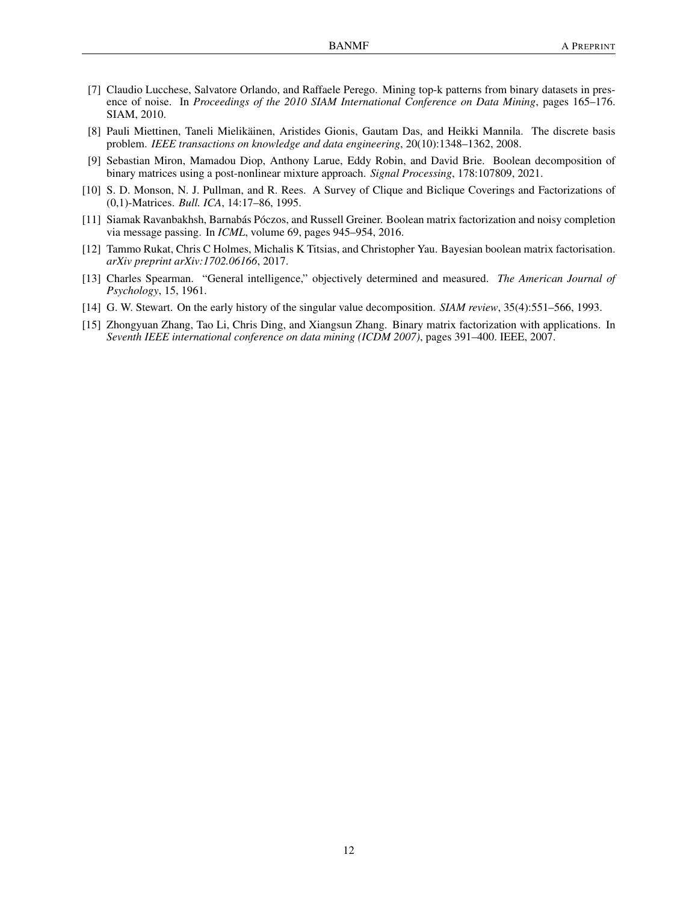[7] Claudio Lucchese, Salvatore Orlando, and Raffaele Perego. Mining top-k patterns from binary datasets in presence of noise. In *Proceedings of the 2010 SIAM International Conference on Data Mining*, pages 165–176. SIAM, 2010.

[8] Pauli Miettinen, Taneli Mielikäinen, Aristides Gionis, Gautam Das, and Heikki Mannila. The discrete basis problem. *IEEE transactions on knowledge and data engineering*, 20(10):1348–1362, 2008.

[9] Sebastian Miron, Mamadou Diop, Anthony Larue, Eddy Robin, and David Brie. Boolean decomposition of binary matrices using a post-nonlinear mixture approach. *Signal Processing*, 178:107809, 2021.

[10] S. D. Monson, N. J. Pullman, and R. Rees. A Survey of Clique and Biclique Coverings and Factorizations of (0,1)-Matrices. *Bull. ICA*, 14:17–86, 1995.

[11] Siamak Ravanbakhsh, Barnabás Póczos, and Russell Greiner. Boolean matrix factorization and noisy completion via message passing. In *ICML*, volume 69, pages 945–954, 2016.

[12] Tammo Rukat, Chris C Holmes, Michalis K Titsias, and Christopher Yau. Bayesian boolean matrix factorisation. *arXiv preprint arXiv:1702.06166*, 2017.

[13] Charles Spearman. "General intelligence," objectively determined and measured. *The American Journal of Psychology*, 15, 1961.

[14] G. W. Stewart. On the early history of the singular value decomposition. *SIAM review*, 35(4):551–566, 1993.

[15] Zhongyuan Zhang, Tao Li, Chris Ding, and Xiangsun Zhang. Binary matrix factorization with applications. In *Seventh IEEE international conference on data mining (ICDM 2007)*, pages 391–400. IEEE, 2007.